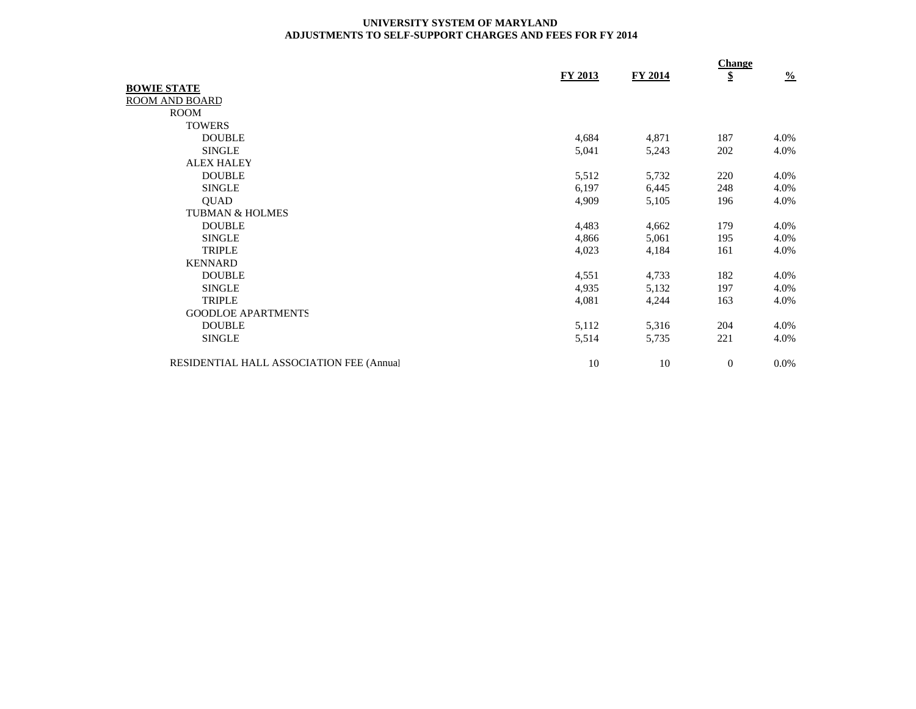**UNIVERSITY SYSTEM OF MARYLAND**
**ADJUSTMENTS TO SELF-SUPPORT CHARGES AND FEES FOR FY 2014**

| | FY 2013 | FY 2014 | Change $ | % |
|---|---|---|---|---|
| **BOWIE STATE** | | | | |
| ROOM AND BOARD | | | | |
| ROOM | | | | |
| TOWERS | | | | |
| DOUBLE | 4,684 | 4,871 | 187 | 4.0% |
| SINGLE | 5,041 | 5,243 | 202 | 4.0% |
| ALEX HALEY | | | | |
| DOUBLE | 5,512 | 5,732 | 220 | 4.0% |
| SINGLE | 6,197 | 6,445 | 248 | 4.0% |
| QUAD | 4,909 | 5,105 | 196 | 4.0% |
| TUBMAN & HOLMES | | | | |
| DOUBLE | 4,483 | 4,662 | 179 | 4.0% |
| SINGLE | 4,866 | 5,061 | 195 | 4.0% |
| TRIPLE | 4,023 | 4,184 | 161 | 4.0% |
| KENNARD | | | | |
| DOUBLE | 4,551 | 4,733 | 182 | 4.0% |
| SINGLE | 4,935 | 5,132 | 197 | 4.0% |
| TRIPLE | 4,081 | 4,244 | 163 | 4.0% |
| GOODLOE APARTMENTS | | | | |
| DOUBLE | 5,112 | 5,316 | 204 | 4.0% |
| SINGLE | 5,514 | 5,735 | 221 | 4.0% |
| RESIDENTIAL HALL ASSOCIATION FEE (Annual | 10 | 10 | 0 | 0.0% |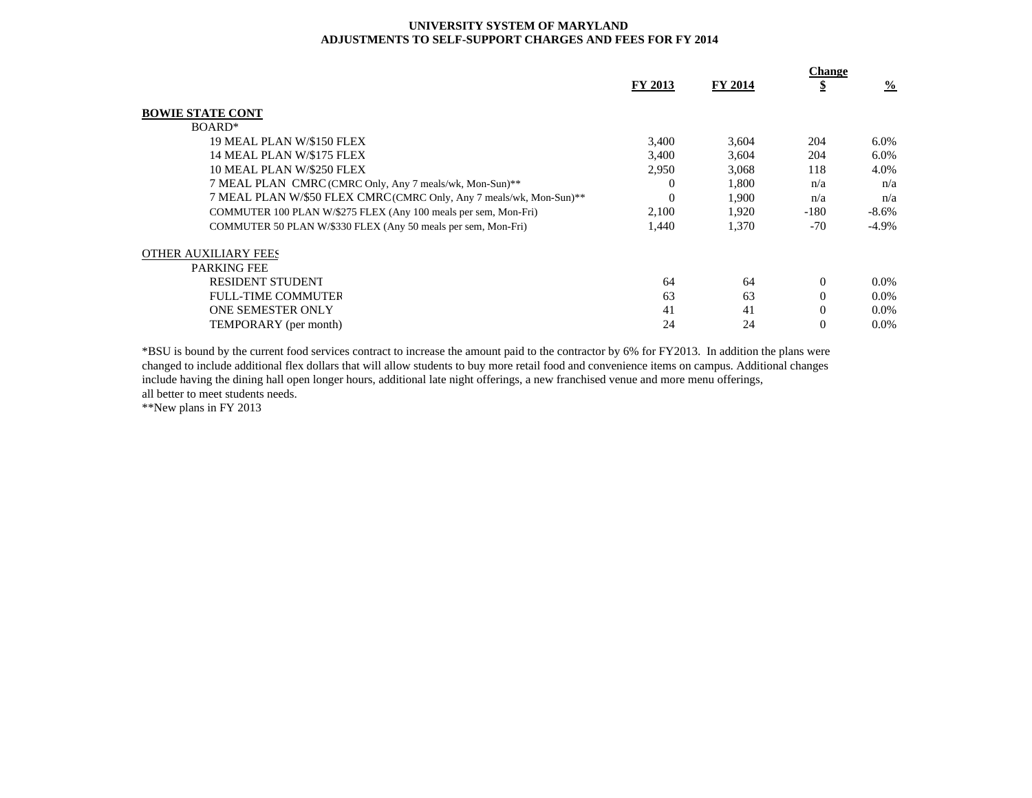**UNIVERSITY SYSTEM OF MARYLAND**
**ADJUSTMENTS TO SELF-SUPPORT CHARGES AND FEES FOR FY 2014**

| | FY 2013 | FY 2014 | Change $ | % |
|---|---|---|---|---|
| **BOWIE STATE CONT** | | | | |
| BOARD* | | | | |
| 19 MEAL PLAN W/$150 FLEX | 3,400 | 3,604 | 204 | 6.0% |
| 14 MEAL PLAN W/$175 FLEX | 3,400 | 3,604 | 204 | 6.0% |
| 10 MEAL PLAN W/$250 FLEX | 2,950 | 3,068 | 118 | 4.0% |
| 7 MEAL PLAN CMRC (CMRC Only, Any 7 meals/wk, Mon-Sun)** | 0 | 1,800 | n/a | n/a |
| 7 MEAL PLAN W/$50 FLEX CMRC (CMRC Only, Any 7 meals/wk, Mon-Sun)** | 0 | 1,900 | n/a | n/a |
| COMMUTER 100 PLAN W/$275 FLEX (Any 100 meals per sem, Mon-Fri) | 2,100 | 1,920 | -180 | -8.6% |
| COMMUTER 50 PLAN W/$330 FLEX (Any 50 meals per sem, Mon-Fri) | 1,440 | 1,370 | -70 | -4.9% |
| OTHER AUXILIARY FEES | | | | |
| PARKING FEE | | | | |
| RESIDENT STUDENT | 64 | 64 | 0 | 0.0% |
| FULL-TIME COMMUTER | 63 | 63 | 0 | 0.0% |
| ONE SEMESTER ONLY | 41 | 41 | 0 | 0.0% |
| TEMPORARY (per month) | 24 | 24 | 0 | 0.0% |

*BSU is bound by the current food services contract to increase the amount paid to the contractor by 6% for FY2013. In addition the plans were changed to include additional flex dollars that will allow students to buy more retail food and convenience items on campus. Additional changes include having the dining hall open longer hours, additional late night offerings, a new franchised venue and more menu offerings, all better to meet students needs.

**New plans in FY 2013